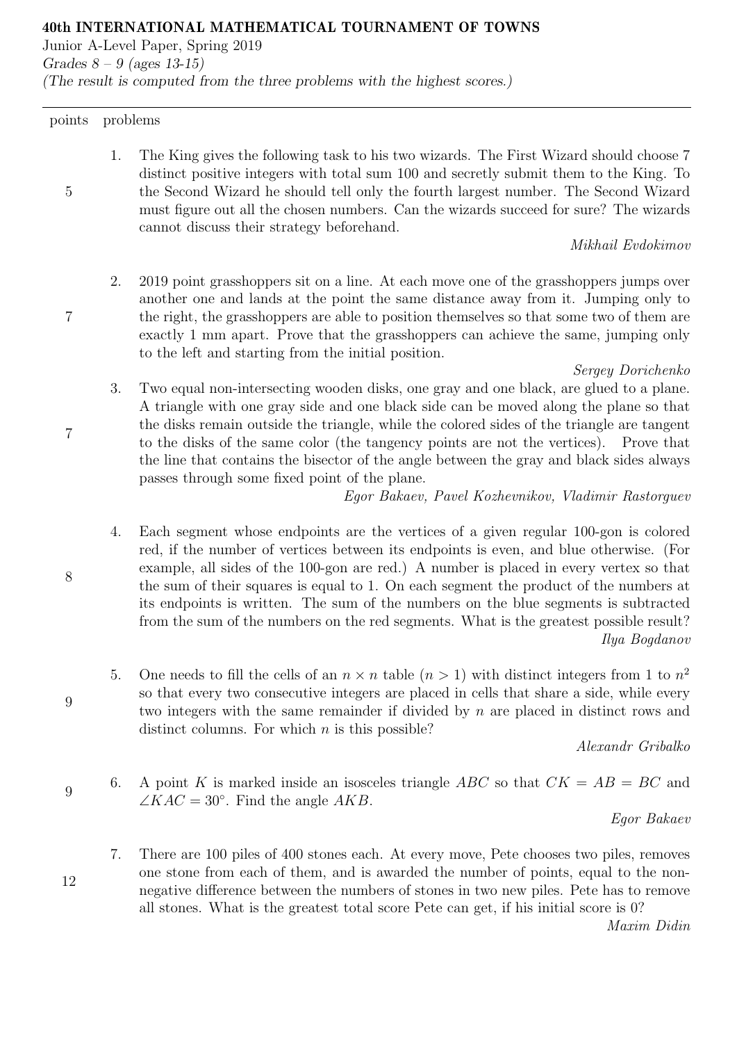**40th INTERNATIONAL MATHEMATICAL TOURNAMENT OF TOWNS**

Junior A-Level Paper, Spring 2019

*Grades 8 – 9 (ages 13-15)*

*(The result is computed from the three problems with the highest scores.)*

---

| points | problems |
|---|---|
| 5 | 1. The King gives the following task to his two wizards. The First Wizard should choose 7 distinct positive integers with total sum 100 and secretly submit them to the King. To the Second Wizard he should tell only the fourth largest number. The Second Wizard must figure out all the chosen numbers. Can the wizards succeed for sure? The wizards cannot discuss their strategy beforehand. *Mikhail Evdokimov* |
| 7 | 2. 2019 point grasshoppers sit on a line. At each move one of the grasshoppers jumps over another one and lands at the point the same distance away from it. Jumping only to the right, the grasshoppers are able to position themselves so that some two of them are exactly 1 mm apart. Prove that the grasshoppers can achieve the same, jumping only to the left and starting from the initial position. *Sergey Dorichenko* |
| 7 | 3. Two equal non-intersecting wooden disks, one gray and one black, are glued to a plane. A triangle with one gray side and one black side can be moved along the plane so that the disks remain outside the triangle, while the colored sides of the triangle are tangent to the disks of the same color (the tangency points are not the vertices). Prove that the line that contains the bisector of the angle between the gray and black sides always passes through some fixed point of the plane. *Egor Bakaev, Pavel Kozhevnikov, Vladimir Rastorguev* |
| 8 | 4. Each segment whose endpoints are the vertices of a given regular 100-gon is colored red, if the number of vertices between its endpoints is even, and blue otherwise. (For example, all sides of the 100-gon are red.) A number is placed in every vertex so that the sum of their squares is equal to 1. On each segment the product of the numbers at its endpoints is written. The sum of the numbers on the blue segments is subtracted from the sum of the numbers on the red segments. What is the greatest possible result? *Ilya Bogdanov* |
| 9 | 5. One needs to fill the cells of an $n \times n$ table ($n > 1$) with distinct integers from 1 to $n^2$ so that every two consecutive integers are placed in cells that share a side, while every two integers with the same remainder if divided by $n$ are placed in distinct rows and distinct columns. For which $n$ is this possible? *Alexandr Gribalko* |
| 9 | 6. A point $K$ is marked inside an isosceles triangle $ABC$ so that $CK = AB = BC$ and $\angle KAC = 30^\circ$. Find the angle $AKB$. *Egor Bakaev* |
| 12 | 7. There are 100 piles of 400 stones each. At every move, Pete chooses two piles, removes one stone from each of them, and is awarded the number of points, equal to the non-negative difference between the numbers of stones in two new piles. Pete has to remove all stones. What is the greatest total score Pete can get, if his initial score is 0? *Maxim Didin* |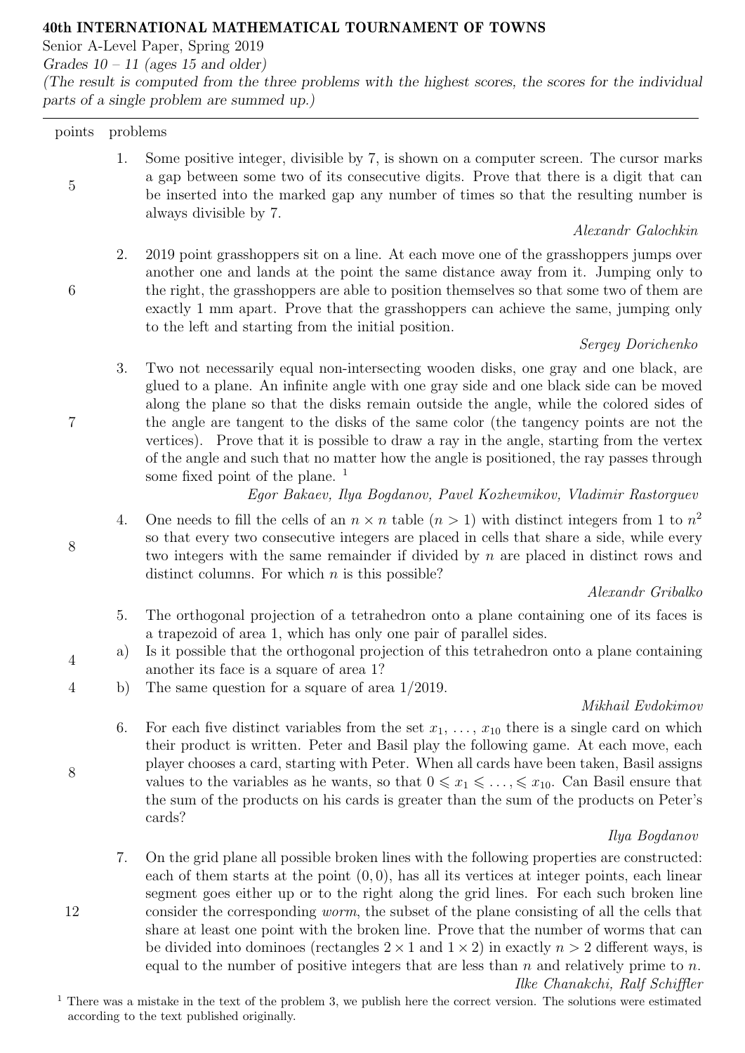**40th INTERNATIONAL MATHEMATICAL TOURNAMENT OF TOWNS**

Senior A-Level Paper, Spring 2019

*Grades 10 – 11 (ages 15 and older)*

*(The result is computed from the three problems with the highest scores, the scores for the individual parts of a single problem are summed up.)*

---

| points | problems |
|---|---|
| 5 | 1. Some positive integer, divisible by 7, is shown on a computer screen. The cursor marks a gap between some two of its consecutive digits. Prove that there is a digit that can be inserted into the marked gap any number of times so that the resulting number is always divisible by 7. *Alexandr Galochkin* |
| 6 | 2. 2019 point grasshoppers sit on a line. At each move one of the grasshoppers jumps over another one and lands at the point the same distance away from it. Jumping only to the right, the grasshoppers are able to position themselves so that some two of them are exactly 1 mm apart. Prove that the grasshoppers can achieve the same, jumping only to the left and starting from the initial position. *Sergey Dorichenko* |
| 7 | 3. Two not necessarily equal non-intersecting wooden disks, one gray and one black, are glued to a plane. An infinite angle with one gray side and one black side can be moved along the plane so that the disks remain outside the angle, while the colored sides of the angle are tangent to the disks of the same color (the tangency points are not the vertices). Prove that it is possible to draw a ray in the angle, starting from the vertex of the angle and such that no matter how the angle is positioned, the ray passes through some fixed point of the plane. [1] *Egor Bakaev, Ilya Bogdanov, Pavel Kozhevnikov, Vladimir Rastorguev* |
| 8 | 4. One needs to fill the cells of an $n \times n$ table ($n > 1$) with distinct integers from 1 to $n^2$ so that every two consecutive integers are placed in cells that share a side, while every two integers with the same remainder if divided by $n$ are placed in distinct rows and distinct columns. For which $n$ is this possible? *Alexandr Gribalko* |
| | 5. The orthogonal projection of a tetrahedron onto a plane containing one of its faces is a trapezoid of area 1, which has only one pair of parallel sides. |
| 4 | a) Is it possible that the orthogonal projection of this tetrahedron onto a plane containing another its face is a square of area 1? |
| 4 | b) The same question for a square of area 1/2019. *Mikhail Evdokimov* |
| 8 | 6. For each five distinct variables from the set $x_1, \ldots, x_{10}$ there is a single card on which their product is written. Peter and Basil play the following game. At each move, each player chooses a card, starting with Peter. When all cards have been taken, Basil assigns values to the variables as he wants, so that $0 \leqslant x_1 \leqslant \ldots, \leqslant x_{10}$. Can Basil ensure that the sum of the products on his cards is greater than the sum of the products on Peter's cards? *Ilya Bogdanov* |
| 12 | 7. On the grid plane all possible broken lines with the following properties are constructed: each of them starts at the point $(0, 0)$, has all its vertices at integer points, each linear segment goes either up or to the right along the grid lines. For each such broken line consider the corresponding *worm*, the subset of the plane consisting of all the cells that share at least one point with the broken line. Prove that the number of worms that can be divided into dominoes (rectangles $2 \times 1$ and $1 \times 2$) in exactly $n > 2$ different ways, is equal to the number of positive integers that are less than $n$ and relatively prime to $n$. *Ilke Chanakchi, Ralf Schiffler* |

[1] There was a mistake in the text of the problem 3, we publish here the correct version. The solutions were estimated according to the text published originally.